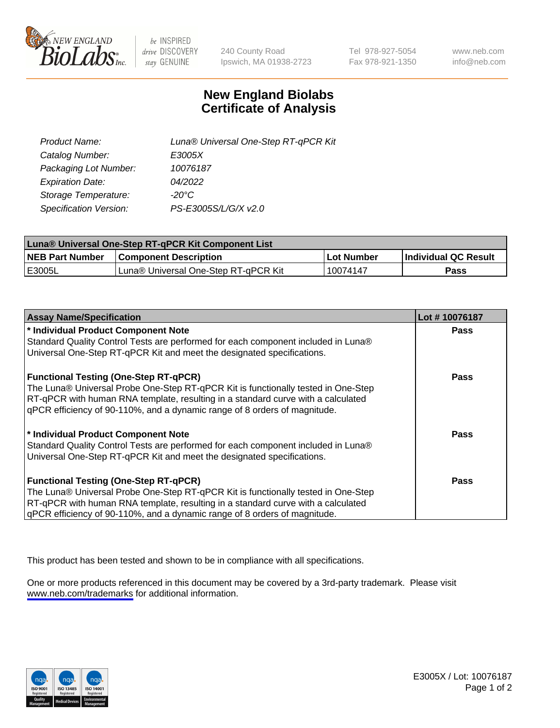New England BioLabs Inc. — be INSPIRED drive DISCOVERY stay GENUINE

240 County Road
Ipswich, MA 01938-2723

Tel 978-927-5054
Fax 978-921-1350

www.neb.com
info@neb.com

# New England Biolabs
# Certificate of Analysis

*Product Name:* *Luna® Universal One-Step RT-qPCR Kit*
*Catalog Number:* *E3005X*
*Packaging Lot Number:* *10076187*
*Expiration Date:* *04/2022*
*Storage Temperature:* *-20°C*
*Specification Version:* *PS-E3005S/L/G/X v2.0*

| Luna® Universal One-Step RT-qPCR Kit Component List | | | |
|---|---|---|---|
| **NEB Part Number** | **Component Description** | **Lot Number** | **Individual QC Result** |
| E3005L | Luna® Universal One-Step RT-qPCR Kit | 10074147 | **Pass** |

| Assay Name/Specification | Lot # 10076187 |
|---|---|
| **\* Individual Product Component Note**<br>Standard Quality Control Tests are performed for each component included in Luna® Universal One-Step RT-qPCR Kit and meet the designated specifications. | **Pass** |
| **Functional Testing (One-Step RT-qPCR)**<br>The Luna® Universal Probe One-Step RT-qPCR Kit is functionally tested in One-Step RT-qPCR with human RNA template, resulting in a standard curve with a calculated qPCR efficiency of 90-110%, and a dynamic range of 8 orders of magnitude. | **Pass** |
| **\* Individual Product Component Note**<br>Standard Quality Control Tests are performed for each component included in Luna® Universal One-Step RT-qPCR Kit and meet the designated specifications. | **Pass** |
| **Functional Testing (One-Step RT-qPCR)**<br>The Luna® Universal Probe One-Step RT-qPCR Kit is functionally tested in One-Step RT-qPCR with human RNA template, resulting in a standard curve with a calculated qPCR efficiency of 90-110%, and a dynamic range of 8 orders of magnitude. | **Pass** |

This product has been tested and shown to be in compliance with all specifications.

One or more products referenced in this document may be covered by a 3rd-party trademark. Please visit www.neb.com/trademarks for additional information.

ISO 9001 Registered Quality Management | ISO 13485 Registered Medical Devices | ISO 14001 Registered Environmental Management

E3005X / Lot: 10076187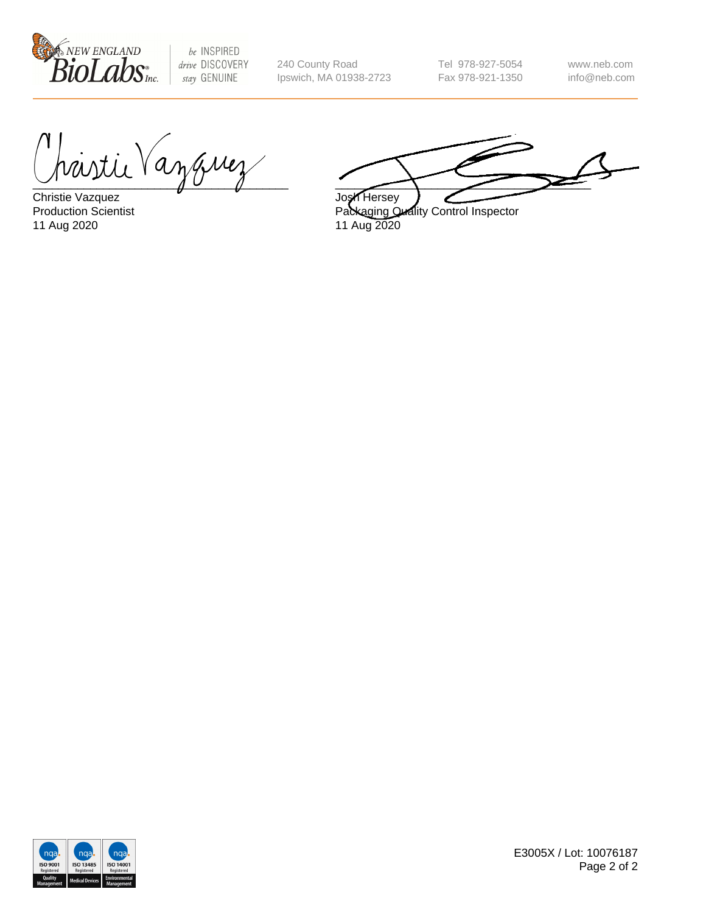Christie Vazquez
Production Scientist
11 Aug 2020

Josh Hersey
Packaging Quality Control Inspector
11 Aug 2020

E3005X / Lot: 10076187